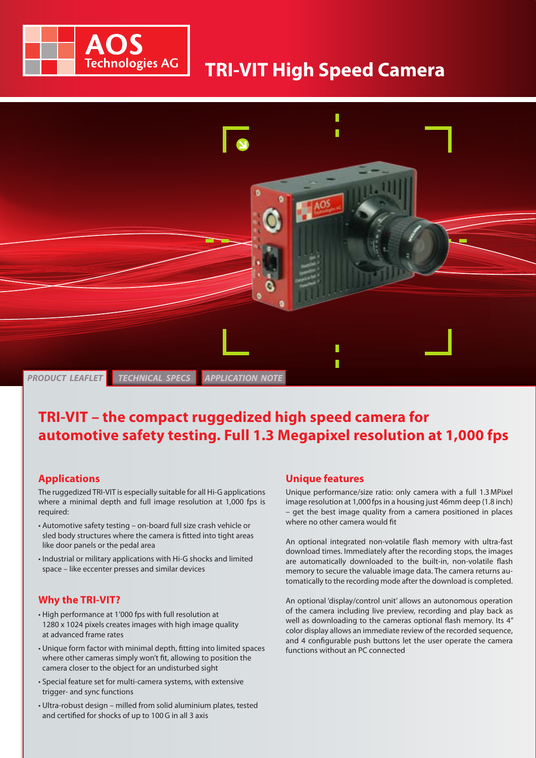AOS Technologies AG

# TRI-VIT High Speed Camera

PRODUCT LEAFLET | TECHNICAL SPECS | APPLICATION NOTE

## TRI-VIT – the compact ruggedized high speed camera for automotive safety testing. Full 1.3 Megapixel resolution at 1,000 fps

### Applications

The ruggedized TRI-VIT is especially suitable for all Hi-G applications where a minimal depth and full image resolution at 1,000 fps is required:

- Automotive safety testing – on-board full size crash vehicle or sled body structures where the camera is fitted into tight areas like door panels or the pedal area
- Industrial or military applications with Hi-G shocks and limited space – like eccenter presses and similar devices

### Why the TRI-VIT?

- High performance at 1'000 fps with full resolution at 1280 x 1024 pixels creates images with high image quality at advanced frame rates
- Unique form factor with minimal depth, fitting into limited spaces where other cameras simply won't fit, allowing to position the camera closer to the object for an undisturbed sight
- Special feature set for multi-camera systems, with extensive trigger- and sync functions
- Ultra-robust design – milled from solid aluminium plates, tested and certified for shocks of up to 100 G in all 3 axis

### Unique features

Unique performance/size ratio: only camera with a full 1.3 MPixel image resolution at 1,000 fps in a housing just 46mm deep (1.8 inch) – get the best image quality from a camera positioned in places where no other camera would fit

An optional integrated non-volatile flash memory with ultra-fast download times. Immediately after the recording stops, the images are automatically downloaded to the built-in, non-volatile flash memory to secure the valuable image data. The camera returns automatically to the recording mode after the download is completed.

An optional 'display/control unit' allows an autonomous operation of the camera including live preview, recording and play back as well as downloading to the cameras optional flash memory. Its 4" color display allows an immediate review of the recorded sequence, and 4 configurable push buttons let the user operate the camera functions without an PC connected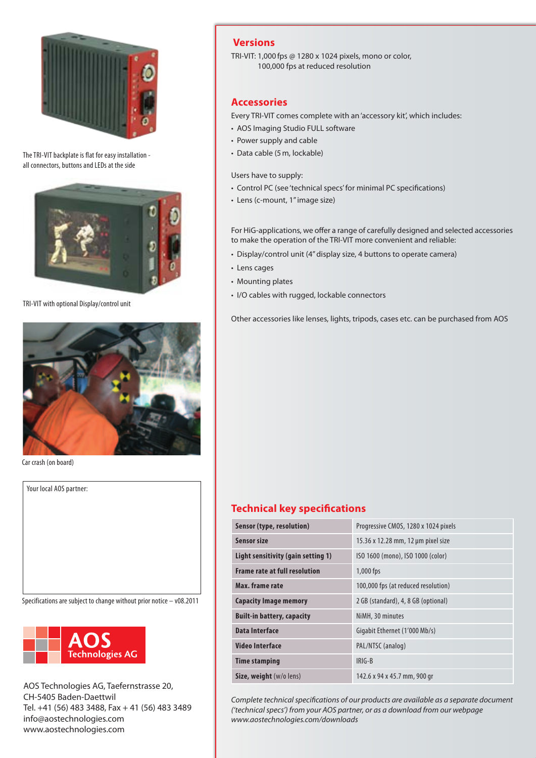The TRI-VIT backplate is flat for easy installation - all connectors, buttons and LEDs at the side

TRI-VIT with optional Display/control unit

Car crash (on board)

Your local AOS partner:

Specifications are subject to change without prior notice – v08.2011

AOS Technologies AG, Taefernstrasse 20,
CH-5405 Baden-Daettwil
Tel. +41 (56) 483 3488, Fax + 41 (56) 483 3489
info@aostechnologies.com
www.aostechnologies.com

## Versions

TRI-VIT: 1,000 fps @ 1280 x 1024 pixels, mono or color,
100,000 fps at reduced resolution

## Accessories

Every TRI-VIT comes complete with an 'accessory kit', which includes:

- AOS Imaging Studio FULL software
- Power supply and cable
- Data cable (5 m, lockable)

Users have to supply:

- Control PC (see 'technical specs' for minimal PC specifications)
- Lens (c-mount, 1" image size)

For HiG-applications, we offer a range of carefully designed and selected accessories to make the operation of the TRI-VIT more convenient and reliable:

- Display/control unit (4" display size, 4 buttons to operate camera)
- Lens cages
- Mounting plates
- I/O cables with rugged, lockable connectors

Other accessories like lenses, lights, tripods, cases etc. can be purchased from AOS

## Technical key specifications

| | |
|---|---|
| **Sensor (type, resolution)** | Progressive CMOS, 1280 x 1024 pixels |
| **Sensor size** | 15.36 x 12.28 mm, 12 µm pixel size |
| **Light sensitivity (gain setting 1)** | ISO 1600 (mono), ISO 1000 (color) |
| **Frame rate at full resolution** | 1,000 fps |
| **Max. frame rate** | 100,000 fps (at reduced resolution) |
| **Capacity Image memory** | 2 GB (standard), 4, 8 GB (optional) |
| **Built-in battery, capacity** | NiMH, 30 minutes |
| **Data Interface** | Gigabit Ethernet (1'000 Mb/s) |
| **Video Interface** | PAL/NTSC (analog) |
| **Time stamping** | IRIG-B |
| **Size, weight** (w/o lens) | 142.6 x 94 x 45.7 mm, 900 gr |

*Complete technical specifications of our products are available as a separate document ('technical specs') from your AOS partner, or as a download from our webpage www.aostechnologies.com/downloads*